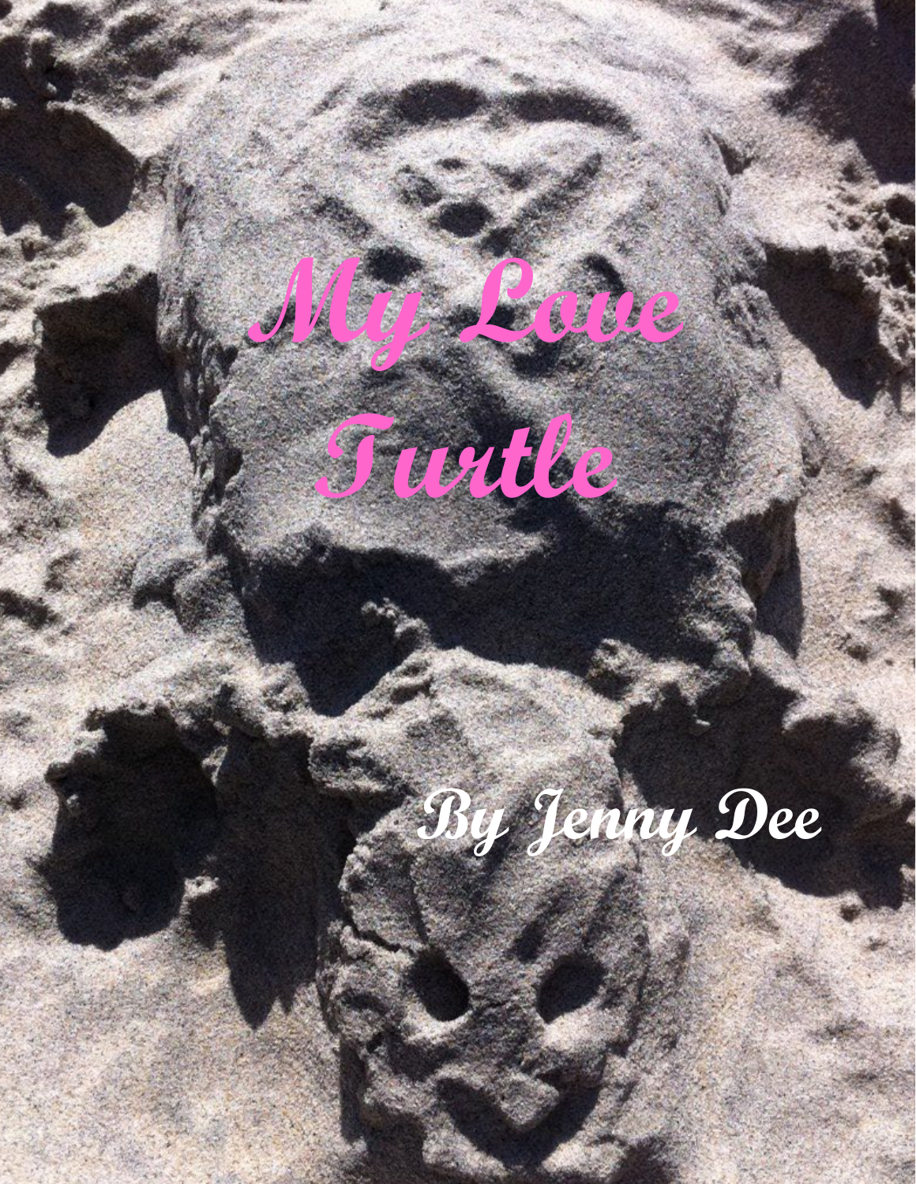# My Love Turtle

By Jenny Dee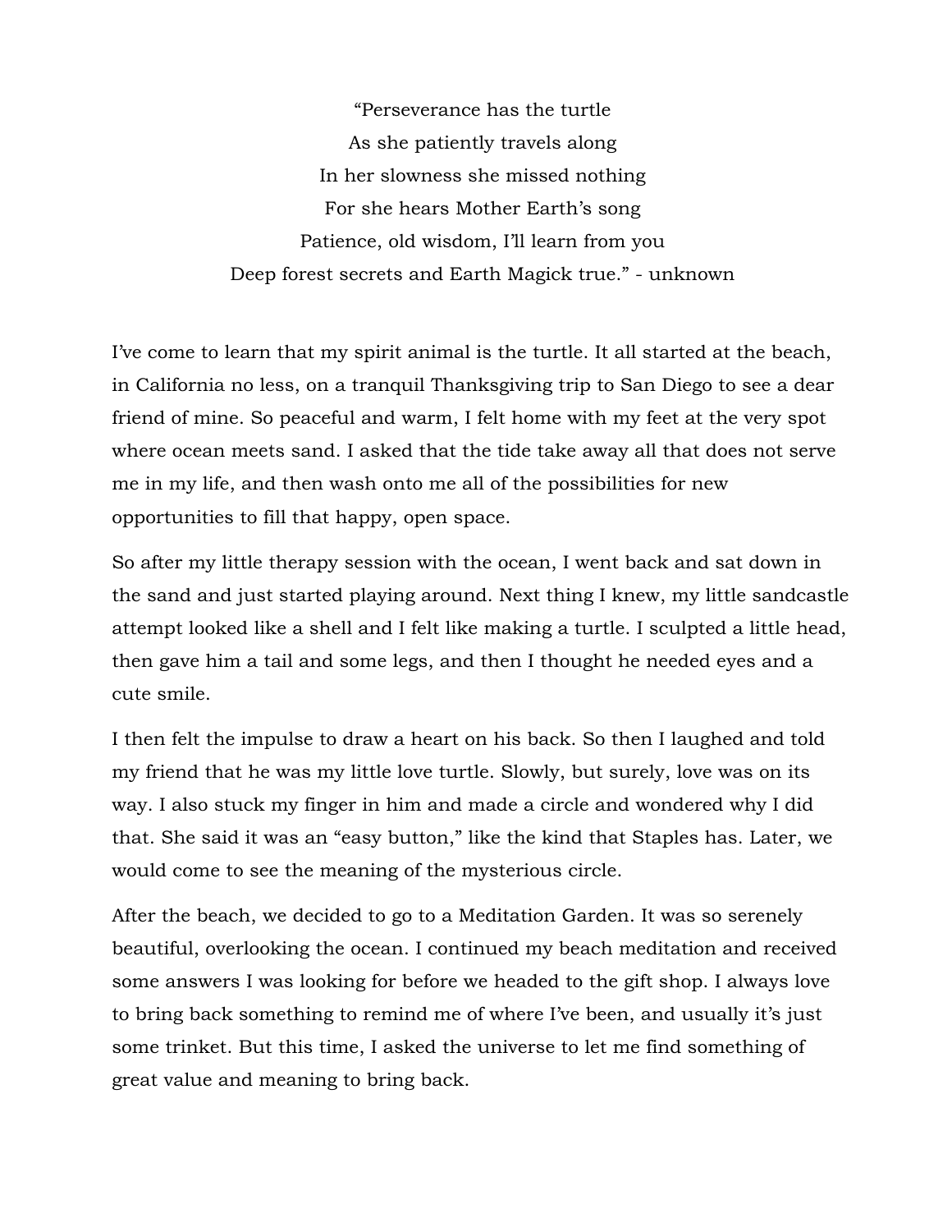"Perseverance has the turtle
As she patiently travels along
In her slowness she missed nothing
For she hears Mother Earth's song
Patience, old wisdom, I'll learn from you
Deep forest secrets and Earth Magick true." - unknown

I've come to learn that my spirit animal is the turtle. It all started at the beach, in California no less, on a tranquil Thanksgiving trip to San Diego to see a dear friend of mine. So peaceful and warm, I felt home with my feet at the very spot where ocean meets sand. I asked that the tide take away all that does not serve me in my life, and then wash onto me all of the possibilities for new opportunities to fill that happy, open space.

So after my little therapy session with the ocean, I went back and sat down in the sand and just started playing around. Next thing I knew, my little sandcastle attempt looked like a shell and I felt like making a turtle. I sculpted a little head, then gave him a tail and some legs, and then I thought he needed eyes and a cute smile.

I then felt the impulse to draw a heart on his back. So then I laughed and told my friend that he was my little love turtle. Slowly, but surely, love was on its way. I also stuck my finger in him and made a circle and wondered why I did that. She said it was an "easy button," like the kind that Staples has. Later, we would come to see the meaning of the mysterious circle.

After the beach, we decided to go to a Meditation Garden. It was so serenely beautiful, overlooking the ocean. I continued my beach meditation and received some answers I was looking for before we headed to the gift shop. I always love to bring back something to remind me of where I've been, and usually it's just some trinket. But this time, I asked the universe to let me find something of great value and meaning to bring back.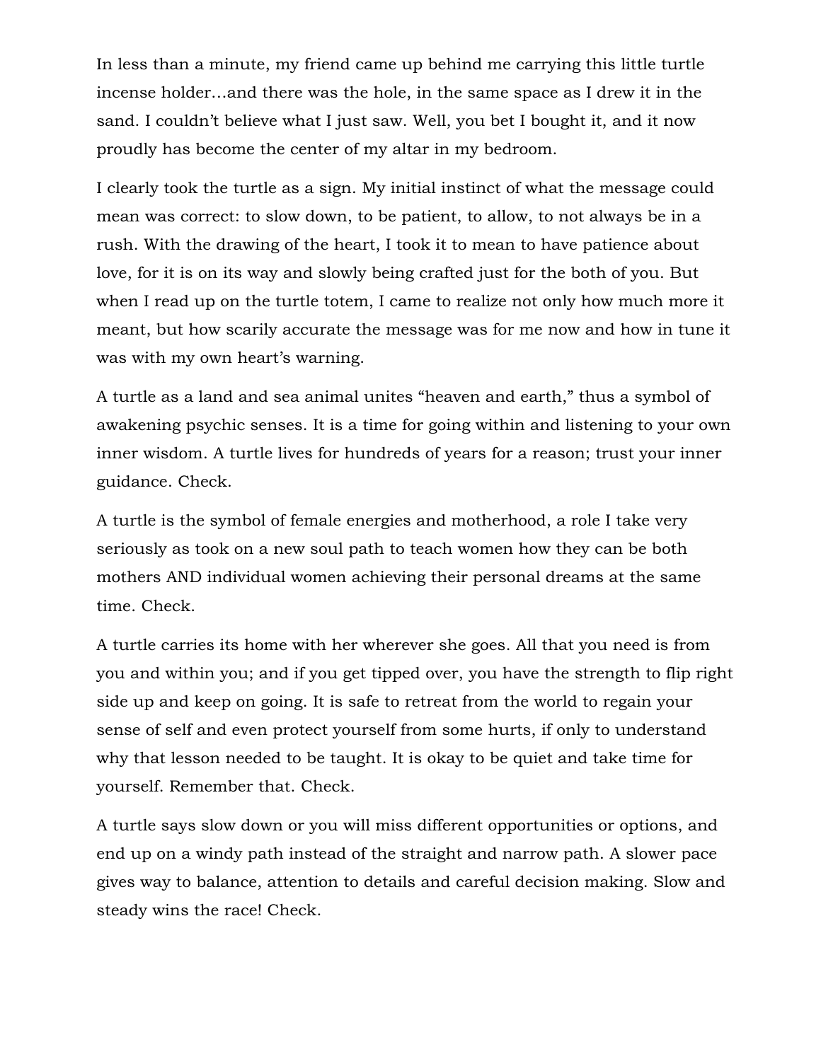In less than a minute, my friend came up behind me carrying this little turtle incense holder…and there was the hole, in the same space as I drew it in the sand. I couldn't believe what I just saw. Well, you bet I bought it, and it now proudly has become the center of my altar in my bedroom.

I clearly took the turtle as a sign. My initial instinct of what the message could mean was correct: to slow down, to be patient, to allow, to not always be in a rush. With the drawing of the heart, I took it to mean to have patience about love, for it is on its way and slowly being crafted just for the both of you. But when I read up on the turtle totem, I came to realize not only how much more it meant, but how scarily accurate the message was for me now and how in tune it was with my own heart's warning.

A turtle as a land and sea animal unites "heaven and earth," thus a symbol of awakening psychic senses. It is a time for going within and listening to your own inner wisdom. A turtle lives for hundreds of years for a reason; trust your inner guidance. Check.

A turtle is the symbol of female energies and motherhood, a role I take very seriously as took on a new soul path to teach women how they can be both mothers AND individual women achieving their personal dreams at the same time. Check.

A turtle carries its home with her wherever she goes. All that you need is from you and within you; and if you get tipped over, you have the strength to flip right side up and keep on going. It is safe to retreat from the world to regain your sense of self and even protect yourself from some hurts, if only to understand why that lesson needed to be taught. It is okay to be quiet and take time for yourself. Remember that. Check.

A turtle says slow down or you will miss different opportunities or options, and end up on a windy path instead of the straight and narrow path. A slower pace gives way to balance, attention to details and careful decision making. Slow and steady wins the race! Check.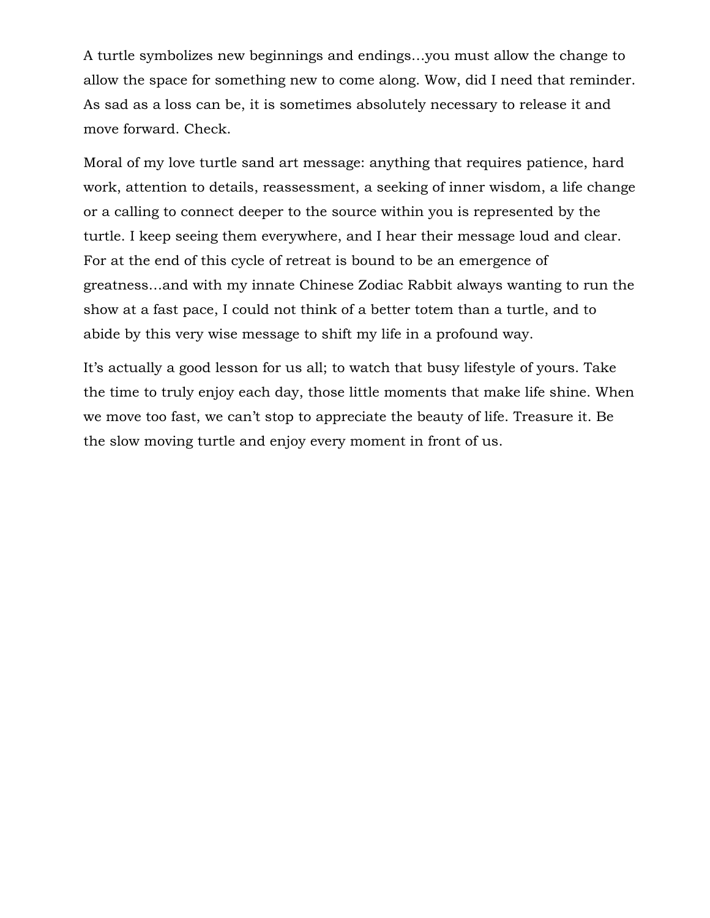A turtle symbolizes new beginnings and endings…you must allow the change to allow the space for something new to come along. Wow, did I need that reminder. As sad as a loss can be, it is sometimes absolutely necessary to release it and move forward. Check.

Moral of my love turtle sand art message: anything that requires patience, hard work, attention to details, reassessment, a seeking of inner wisdom, a life change or a calling to connect deeper to the source within you is represented by the turtle. I keep seeing them everywhere, and I hear their message loud and clear. For at the end of this cycle of retreat is bound to be an emergence of greatness…and with my innate Chinese Zodiac Rabbit always wanting to run the show at a fast pace, I could not think of a better totem than a turtle, and to abide by this very wise message to shift my life in a profound way.

It's actually a good lesson for us all; to watch that busy lifestyle of yours. Take the time to truly enjoy each day, those little moments that make life shine. When we move too fast, we can't stop to appreciate the beauty of life. Treasure it. Be the slow moving turtle and enjoy every moment in front of us.